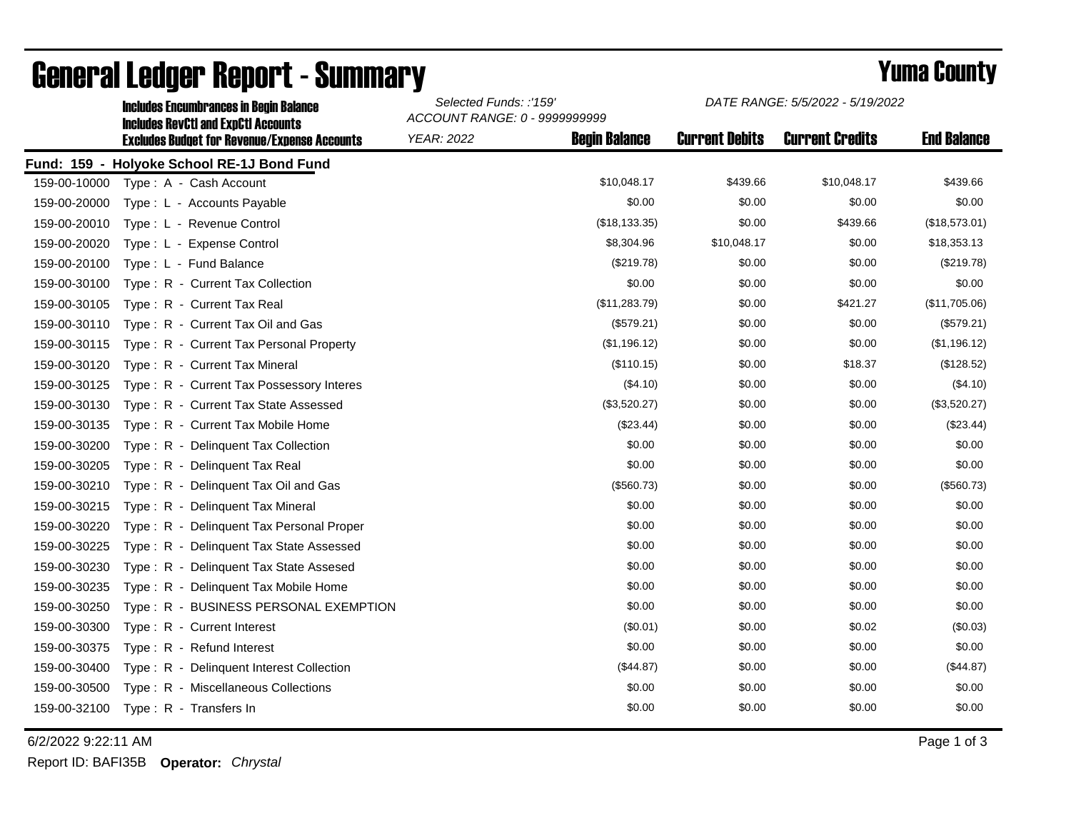# General Ledger Report - Summary

## Yuma County

Includes Encumbrances in Begin Balance
Includes RevCtl and ExpCtl Accounts
Excludes Budget for Revenue/Expense Accounts

*Selected Funds: :'159'*
*ACCOUNT RANGE: 0 - 9999999999*
*YEAR: 2022*

*DATE RANGE: 5/5/2022 - 5/19/2022*

**Fund: 159 - Holyoke School RE-1J Bond Fund**

| Account | Description | Begin Balance | Current Debits | Current Credits | End Balance |
|---|---|---|---|---|---|
| 159-00-10000 | Type : A - Cash Account | $10,048.17 | $439.66 | $10,048.17 | $439.66 |
| 159-00-20000 | Type : L - Accounts Payable | $0.00 | $0.00 | $0.00 | $0.00 |
| 159-00-20010 | Type : L - Revenue Control | ($18,133.35) | $0.00 | $439.66 | ($18,573.01) |
| 159-00-20020 | Type : L - Expense Control | $8,304.96 | $10,048.17 | $0.00 | $18,353.13 |
| 159-00-20100 | Type : L - Fund Balance | ($219.78) | $0.00 | $0.00 | ($219.78) |
| 159-00-30100 | Type : R - Current Tax Collection | $0.00 | $0.00 | $0.00 | $0.00 |
| 159-00-30105 | Type : R - Current Tax Real | ($11,283.79) | $0.00 | $421.27 | ($11,705.06) |
| 159-00-30110 | Type : R - Current Tax Oil and Gas | ($579.21) | $0.00 | $0.00 | ($579.21) |
| 159-00-30115 | Type : R - Current Tax Personal Property | ($1,196.12) | $0.00 | $0.00 | ($1,196.12) |
| 159-00-30120 | Type : R - Current Tax Mineral | ($110.15) | $0.00 | $18.37 | ($128.52) |
| 159-00-30125 | Type : R - Current Tax Possessory Interes | ($4.10) | $0.00 | $0.00 | ($4.10) |
| 159-00-30130 | Type : R - Current Tax State Assessed | ($3,520.27) | $0.00 | $0.00 | ($3,520.27) |
| 159-00-30135 | Type : R - Current Tax Mobile Home | ($23.44) | $0.00 | $0.00 | ($23.44) |
| 159-00-30200 | Type : R - Delinquent Tax Collection | $0.00 | $0.00 | $0.00 | $0.00 |
| 159-00-30205 | Type : R - Delinquent Tax Real | $0.00 | $0.00 | $0.00 | $0.00 |
| 159-00-30210 | Type : R - Delinquent Tax Oil and Gas | ($560.73) | $0.00 | $0.00 | ($560.73) |
| 159-00-30215 | Type : R - Delinquent Tax Mineral | $0.00 | $0.00 | $0.00 | $0.00 |
| 159-00-30220 | Type : R - Delinquent Tax Personal Proper | $0.00 | $0.00 | $0.00 | $0.00 |
| 159-00-30225 | Type : R - Delinquent Tax State Assessed | $0.00 | $0.00 | $0.00 | $0.00 |
| 159-00-30230 | Type : R - Delinquent Tax State Assesed | $0.00 | $0.00 | $0.00 | $0.00 |
| 159-00-30235 | Type : R - Delinquent Tax Mobile Home | $0.00 | $0.00 | $0.00 | $0.00 |
| 159-00-30250 | Type : R - BUSINESS PERSONAL EXEMPTION | $0.00 | $0.00 | $0.00 | $0.00 |
| 159-00-30300 | Type : R - Current Interest | ($0.01) | $0.00 | $0.02 | ($0.03) |
| 159-00-30375 | Type : R - Refund Interest | $0.00 | $0.00 | $0.00 | $0.00 |
| 159-00-30400 | Type : R - Delinquent Interest Collection | ($44.87) | $0.00 | $0.00 | ($44.87) |
| 159-00-30500 | Type : R - Miscellaneous Collections | $0.00 | $0.00 | $0.00 | $0.00 |
| 159-00-32100 | Type : R - Transfers In | $0.00 | $0.00 | $0.00 | $0.00 |

6/2/2022 9:22:11 AM

Report ID: BAFI35B **Operator:** *Chrystal*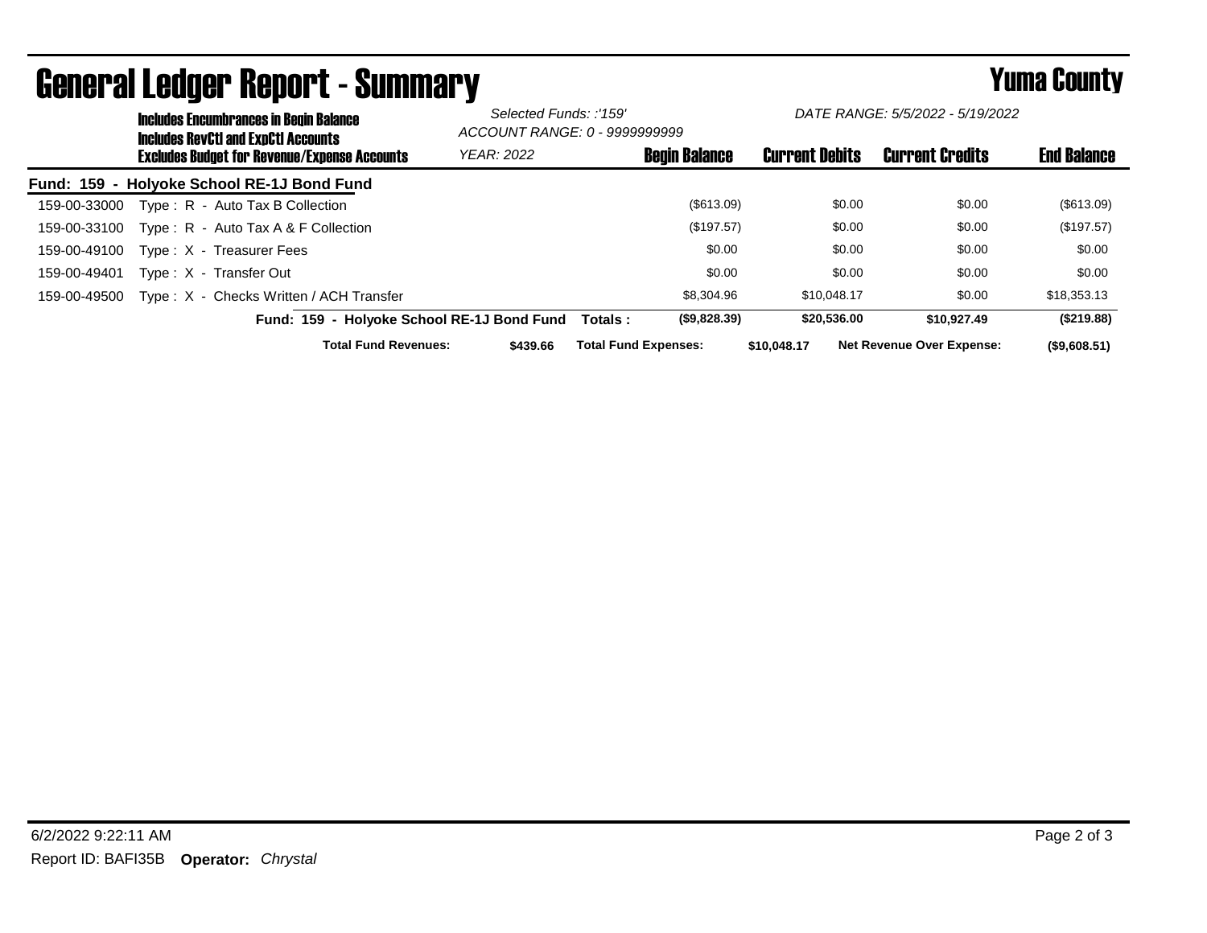# General Ledger Report - Summary

## Yuma County

**Includes Encumbrances in Begin Balance**
**Includes RevCtl and ExpCtl Accounts**
**Excludes Budget for Revenue/Expense Accounts**

*Selected Funds: :'159'*
*ACCOUNT RANGE: 0 - 9999999999*
*YEAR: 2022*

*DATE RANGE: 5/5/2022 - 5/19/2022*

| | | Begin Balance | Current Debits | Current Credits | End Balance |
|---|---|---|---|---|---|
| **Fund: 159 - Holyoke School RE-1J Bond Fund** | | | | | |
| 159-00-33000 | Type : R - Auto Tax B Collection | ($613.09) | $0.00 | $0.00 | ($613.09) |
| 159-00-33100 | Type : R - Auto Tax A & F Collection | ($197.57) | $0.00 | $0.00 | ($197.57) |
| 159-00-49100 | Type : X - Treasurer Fees | $0.00 | $0.00 | $0.00 | $0.00 |
| 159-00-49401 | Type : X - Transfer Out | $0.00 | $0.00 | $0.00 | $0.00 |
| 159-00-49500 | Type : X - Checks Written / ACH Transfer | $8,304.96 | $10,048.17 | $0.00 | $18,353.13 |
| | **Fund: 159 - Holyoke School RE-1J Bond Fund Totals :** | **($9,828.39)** | **$20,536.00** | **$10,927.49** | **($219.88)** |

**Total Fund Revenues:** **$439.66** **Total Fund Expenses:** **$10,048.17** **Net Revenue Over Expense:** **($9,608.51)**

6/2/2022 9:22:11 AM
Report ID: BAFI35B **Operator:** *Chrystal*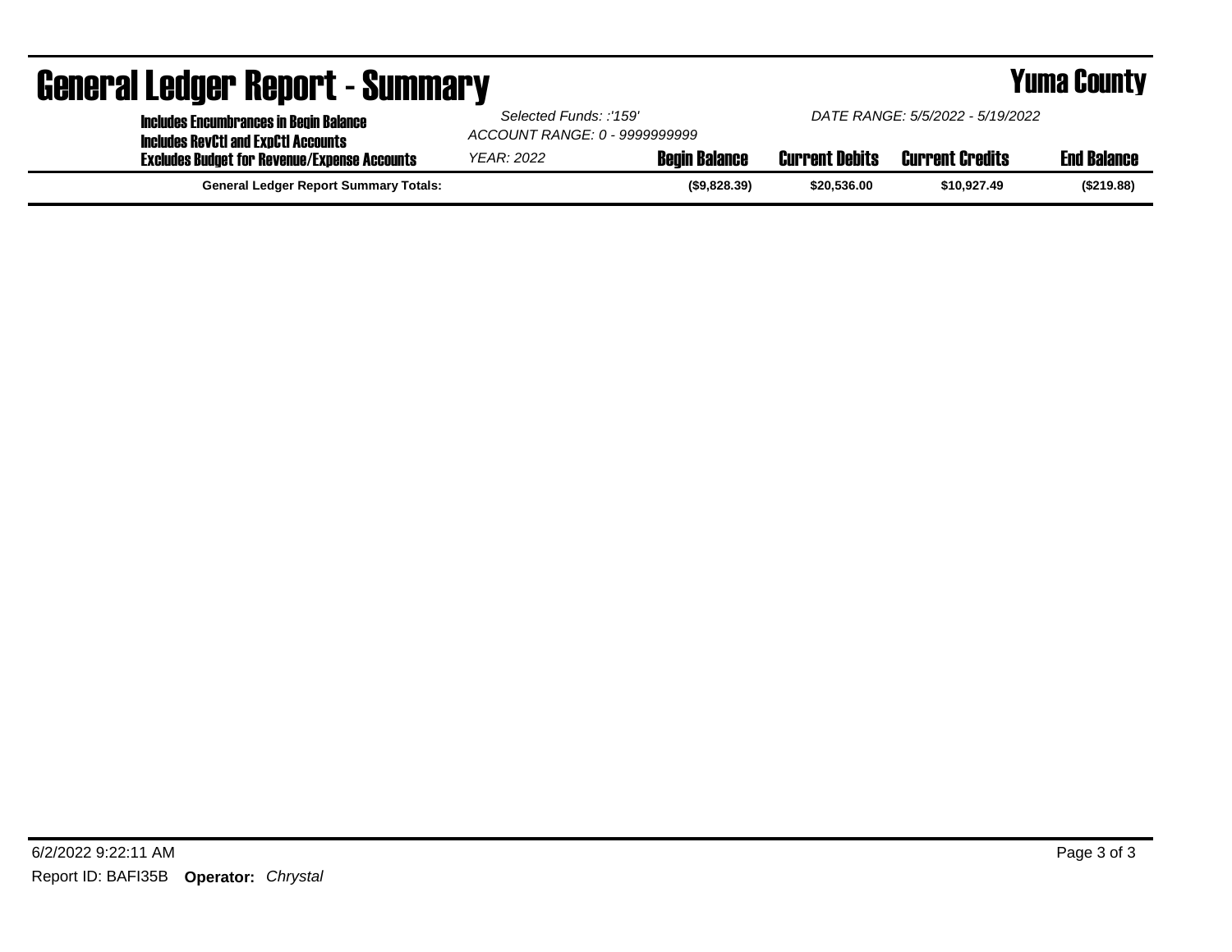# General Ledger Report - Summary

**Yuma County**

Includes Encumbrances in Begin Balance
Includes RevCtl and ExpCtl Accounts
Excludes Budget for Revenue/Expense Accounts

*Selected Funds: :'159'*
*ACCOUNT RANGE: 0 - 9999999999*
*YEAR: 2022*

*DATE RANGE: 5/5/2022 - 5/19/2022*

| | Begin Balance | Current Debits | Current Credits | End Balance |
|---|---|---|---|---|
| **General Ledger Report Summary Totals:** | **($9,828.39)** | **$20,536.00** | **$10,927.49** | **($219.88)** |

6/2/2022 9:22:11 AM

Report ID: BAFI35B **Operator:** *Chrystal*